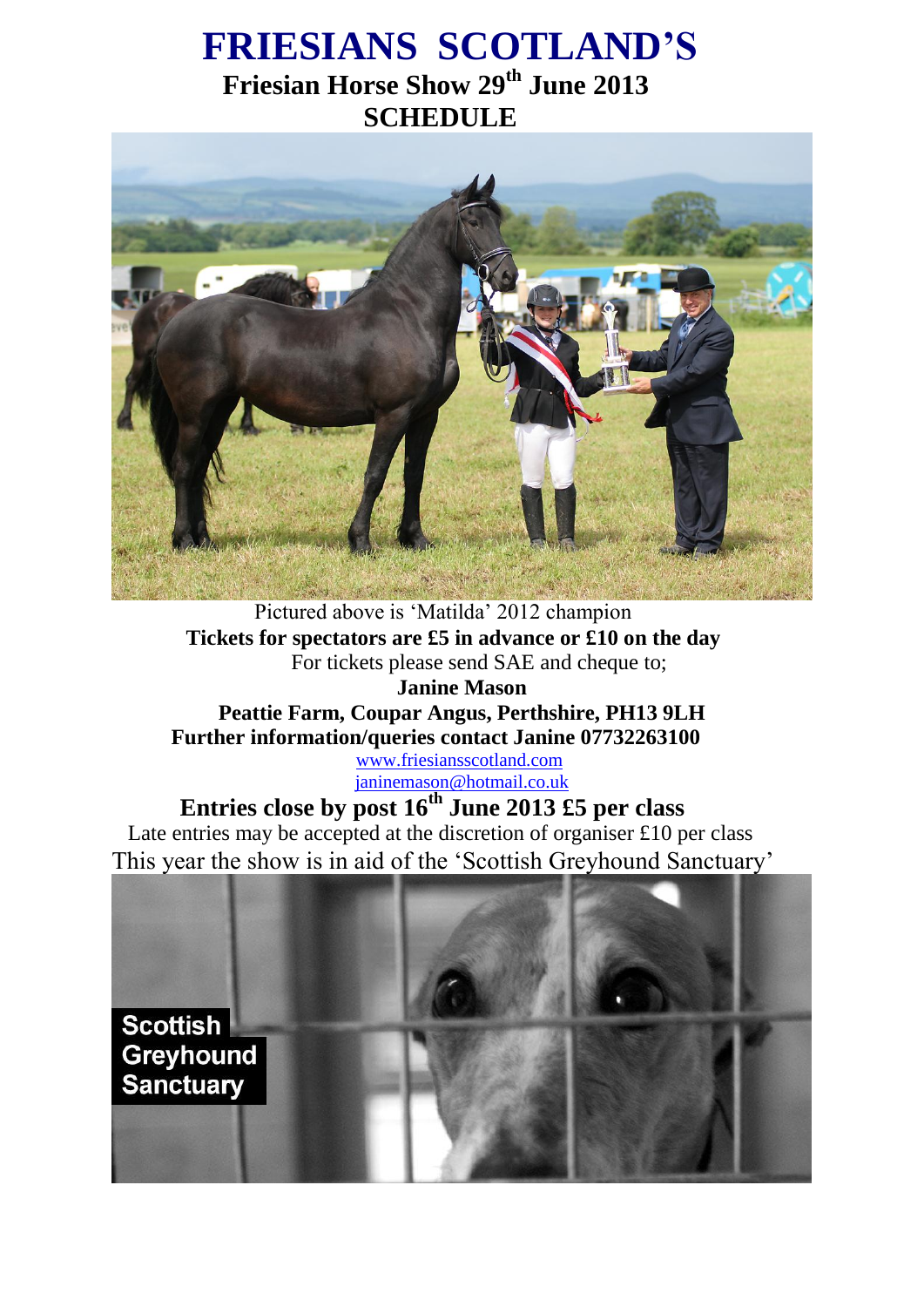# FRIESIANS SCOTLAND'S

## Friesian Horse Show 29th June 2013

## SCHEDULE

Pictured above is 'Matilda' 2012 champion

**Tickets for spectators are £5 in advance or £10 on the day**

For tickets please send SAE and cheque to;

**Janine Mason**

**Peattie Farm, Coupar Angus, Perthshire, PH13 9LH**

**Further information/queries contact Janine 07732263100**

www.friesiansscotland.com

janinemason@hotmail.co.uk

**Entries close by post 16th June 2013 £5 per class**

Late entries may be accepted at the discretion of organiser £10 per class

This year the show is in aid of the 'Scottish Greyhound Sanctuary'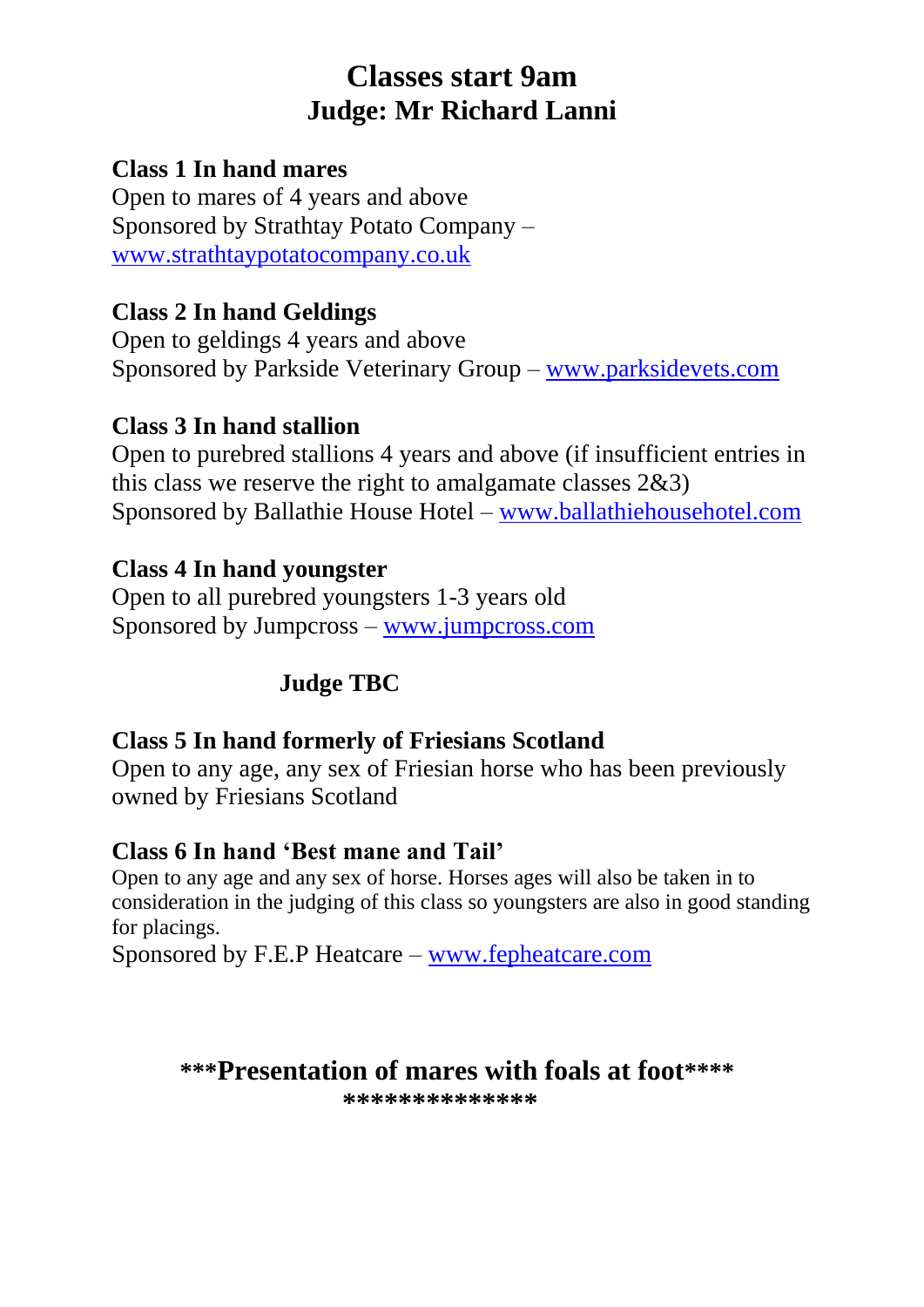# Classes start 9am
## Judge: Mr Richard Lanni

**Class 1 In hand mares**
Open to mares of 4 years and above
Sponsored by Strathtay Potato Company – www.strathtaypotatocompany.co.uk

**Class 2 In hand Geldings**
Open to geldings 4 years and above
Sponsored by Parkside Veterinary Group – www.parksidevets.com

**Class 3 In hand stallion**
Open to purebred stallions 4 years and above (if insufficient entries in this class we reserve the right to amalgamate classes 2&3)
Sponsored by Ballathie House Hotel – www.ballathiehousehotel.com

**Class 4 In hand youngster**
Open to all purebred youngsters 1-3 years old
Sponsored by Jumpcross – www.jumpcross.com

## Judge TBC

**Class 5 In hand formerly of Friesians Scotland**
Open to any age, any sex of Friesian horse who has been previously owned by Friesians Scotland

**Class 6 In hand 'Best mane and Tail'**
Open to any age and any sex of horse. Horses ages will also be taken in to consideration in the judging of this class so youngsters are also in good standing for placings.
Sponsored by F.E.P Heatcare – www.fepheatcare.com

**\*\*\*Presentation of mares with foals at foot\*\*\*\***
**\*\*\*\*\*\*\*\*\*\*\*\*\*\***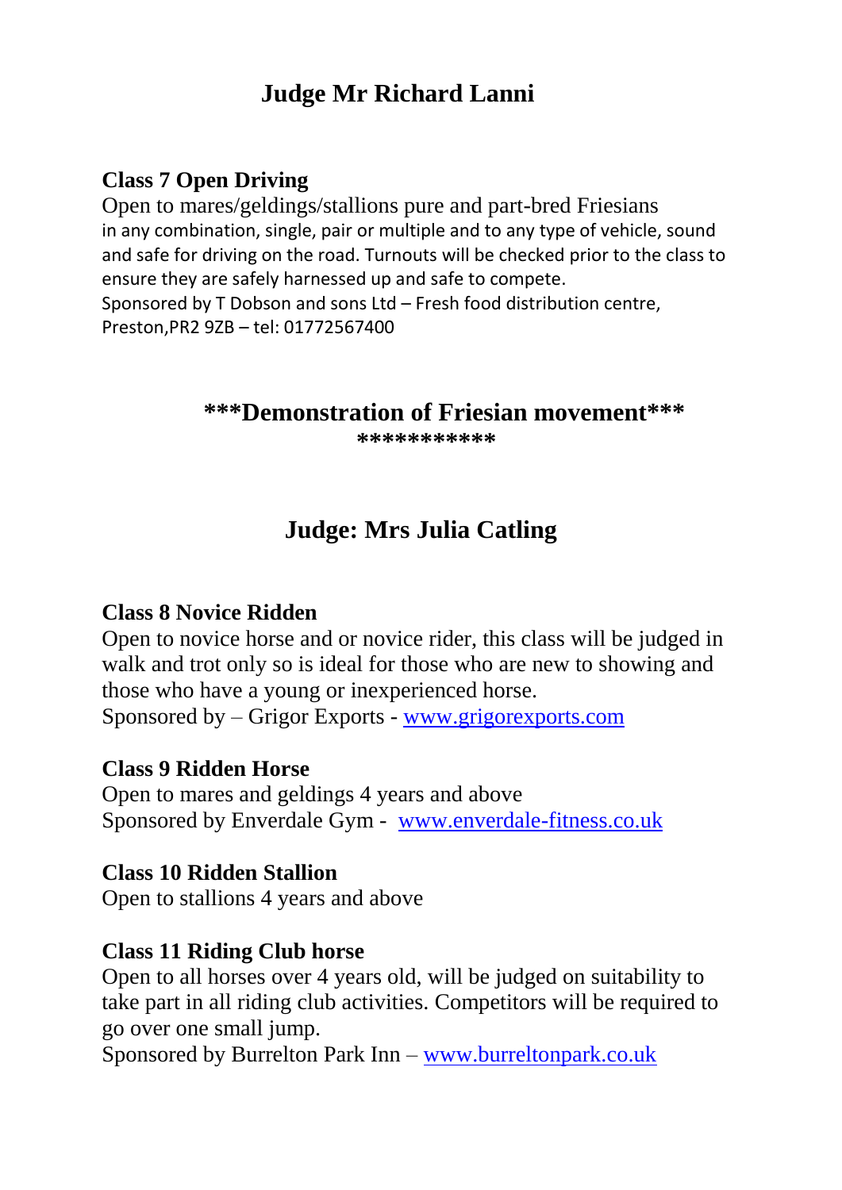## Judge Mr Richard Lanni

### Class 7 Open Driving

Open to mares/geldings/stallions pure and part-bred Friesians in any combination, single, pair or multiple and to any type of vehicle, sound and safe for driving on the road. Turnouts will be checked prior to the class to ensure they are safely harnessed up and safe to compete.
Sponsored by T Dobson and sons Ltd – Fresh food distribution centre, Preston,PR2 9ZB – tel: 01772567400

**\*\*\*Demonstration of Friesian movement\*\*\***
**\*\*\*\*\*\*\*\*\*\*\***

## Judge: Mrs Julia Catling

### Class 8 Novice Ridden

Open to novice horse and or novice rider, this class will be judged in walk and trot only so is ideal for those who are new to showing and those who have a young or inexperienced horse.
Sponsored by – Grigor Exports - [www.grigorexports.com](http://www.grigorexports.com)

### Class 9 Ridden Horse

Open to mares and geldings 4 years and above
Sponsored by Enverdale Gym - [www.enverdale-fitness.co.uk](http://www.enverdale-fitness.co.uk)

### Class 10 Ridden Stallion

Open to stallions 4 years and above

### Class 11 Riding Club horse

Open to all horses over 4 years old, will be judged on suitability to take part in all riding club activities. Competitors will be required to go over one small jump.
Sponsored by Burrelton Park Inn – [www.burreltonpark.co.uk](http://www.burreltonpark.co.uk)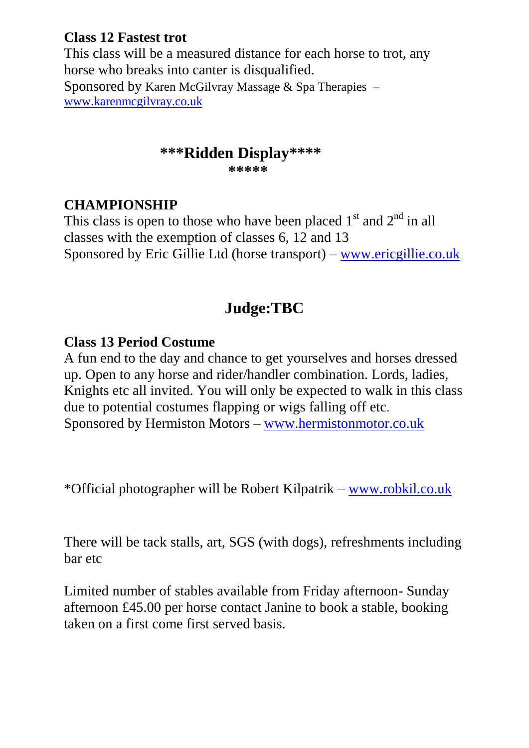**Class 12 Fastest trot**
This class will be a measured distance for each horse to trot, any horse who breaks into canter is disqualified.
Sponsored by Karen McGilvray Massage & Spa Therapies – www.karenmcgilvray.co.uk

## ***Ridden Display****
*****

**CHAMPIONSHIP**
This class is open to those who have been placed 1st and 2nd in all classes with the exemption of classes 6, 12 and 13
Sponsored by Eric Gillie Ltd (horse transport) – www.ericgillie.co.uk

## Judge:TBC

**Class 13 Period Costume**
A fun end to the day and chance to get yourselves and horses dressed up. Open to any horse and rider/handler combination. Lords, ladies, Knights etc all invited. You will only be expected to walk in this class due to potential costumes flapping or wigs falling off etc.
Sponsored by Hermiston Motors – www.hermistonmotor.co.uk

*Official photographer will be Robert Kilpatrik – www.robkil.co.uk

There will be tack stalls, art, SGS (with dogs), refreshments including bar etc

Limited number of stables available from Friday afternoon- Sunday afternoon £45.00 per horse contact Janine to book a stable, booking taken on a first come first served basis.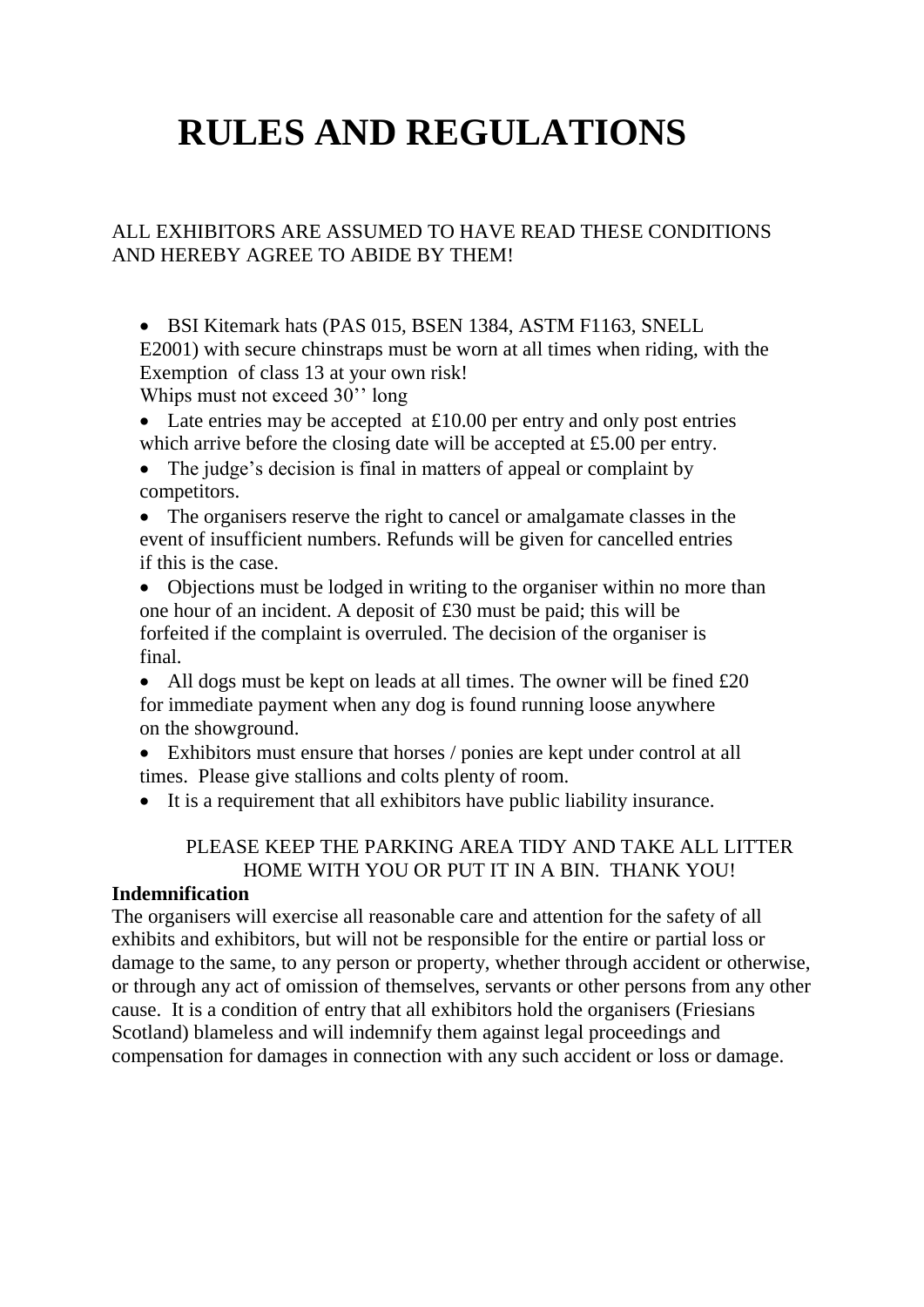# RULES AND REGULATIONS

ALL EXHIBITORS ARE ASSUMED TO HAVE READ THESE CONDITIONS AND HEREBY AGREE TO ABIDE BY THEM!

- BSI Kitemark hats (PAS 015, BSEN 1384, ASTM F1163, SNELL E2001) with secure chinstraps must be worn at all times when riding, with the Exemption of class 13 at your own risk!
  Whips must not exceed 30'' long
- Late entries may be accepted at £10.00 per entry and only post entries which arrive before the closing date will be accepted at £5.00 per entry.
- The judge's decision is final in matters of appeal or complaint by competitors.
- The organisers reserve the right to cancel or amalgamate classes in the event of insufficient numbers. Refunds will be given for cancelled entries if this is the case.
- Objections must be lodged in writing to the organiser within no more than one hour of an incident. A deposit of £30 must be paid; this will be forfeited if the complaint is overruled. The decision of the organiser is final.
- All dogs must be kept on leads at all times. The owner will be fined £20 for immediate payment when any dog is found running loose anywhere on the showground.
- Exhibitors must ensure that horses / ponies are kept under control at all times. Please give stallions and colts plenty of room.
- It is a requirement that all exhibitors have public liability insurance.

PLEASE KEEP THE PARKING AREA TIDY AND TAKE ALL LITTER HOME WITH YOU OR PUT IT IN A BIN. THANK YOU!

**Indemnification**

The organisers will exercise all reasonable care and attention for the safety of all exhibits and exhibitors, but will not be responsible for the entire or partial loss or damage to the same, to any person or property, whether through accident or otherwise, or through any act of omission of themselves, servants or other persons from any other cause. It is a condition of entry that all exhibitors hold the organisers (Friesians Scotland) blameless and will indemnify them against legal proceedings and compensation for damages in connection with any such accident or loss or damage.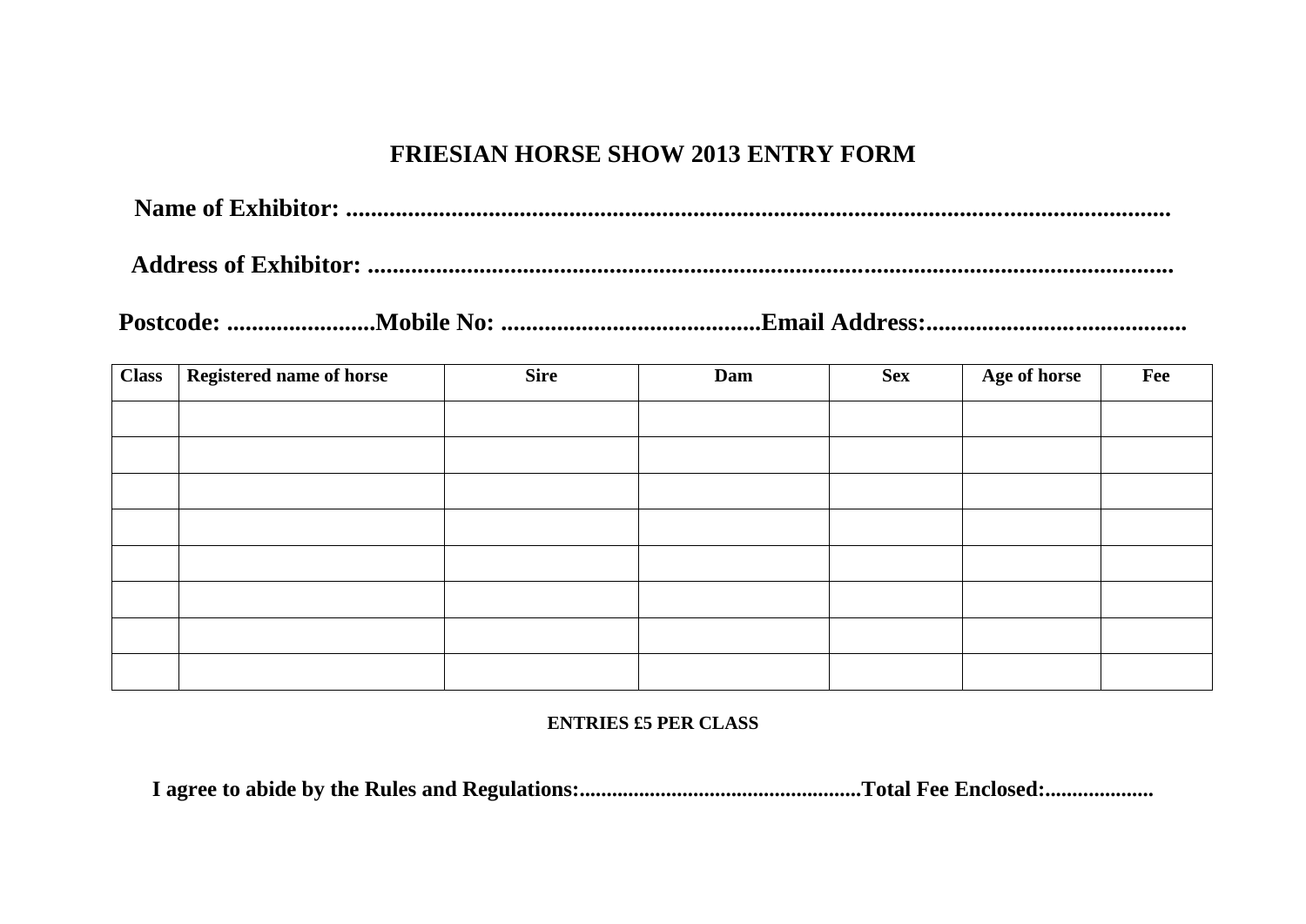# FRIESIAN HORSE SHOW 2013 ENTRY FORM

**Name of Exhibitor: ..........................................................................................................................**

**Address of Exhibitor: ....................................................................................................................**

**Postcode: ........................Mobile No: .........................................Email Address:.........................................**

| Class | Registered name of horse | Sire | Dam | Sex | Age of horse | Fee |
|---|---|---|---|---|---|---|
| | | | | | | |
| | | | | | | |
| | | | | | | |
| | | | | | | |
| | | | | | | |
| | | | | | | |
| | | | | | | |
| | | | | | | |

**ENTRIES £5 PER CLASS**

**I agree to abide by the Rules and Regulations:..................................................Total Fee Enclosed:...................**